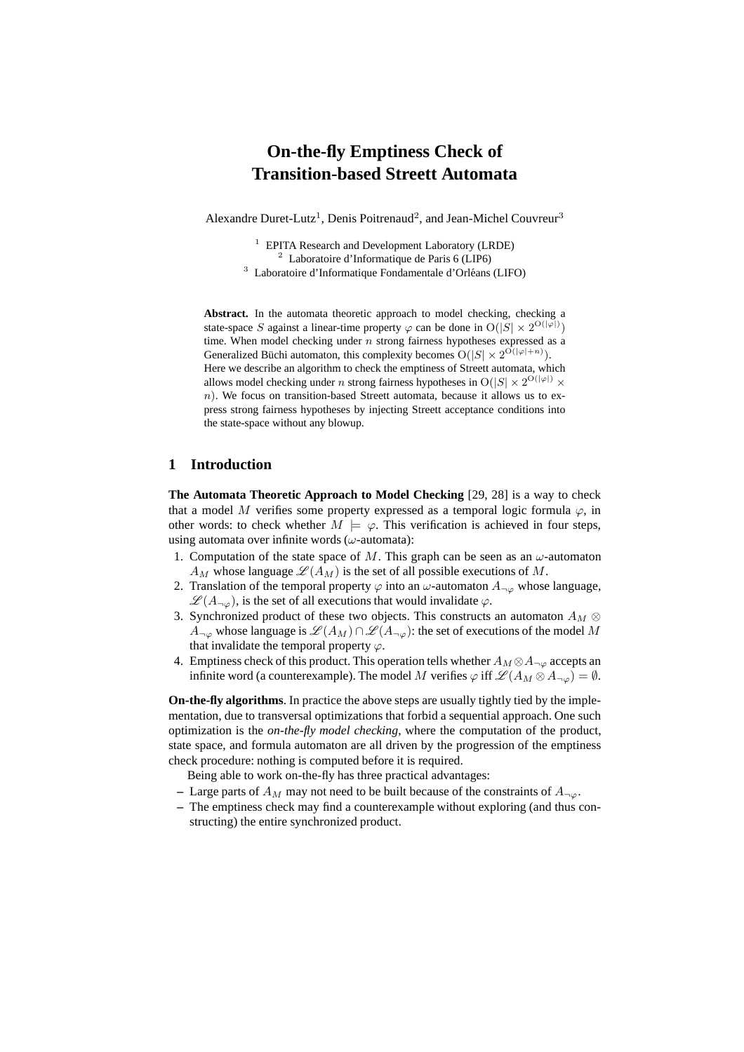# On-the-fly Emptiness Check of Transition-based Streett Automata

Alexandre Duret-Lutz[1], Denis Poitrenaud[2], and Jean-Michel Couvreur[3]

[1] EPITA Research and Development Laboratory (LRDE)
[2] Laboratoire d'Informatique de Paris 6 (LIP6)
[3] Laboratoire d'Informatique Fondamentale d'Orléans (LIFO)

**Abstract.** In the automata theoretic approach to model checking, checking a state-space $S$ against a linear-time property $\varphi$ can be done in $\mathrm{O}(|S| \times 2^{\mathrm{O}(|\varphi|)})$ time. When model checking under $n$ strong fairness hypotheses expressed as a Generalized Büchi automaton, this complexity becomes $\mathrm{O}(|S| \times 2^{\mathrm{O}(|\varphi|+n)})$. Here we describe an algorithm to check the emptiness of Streett automata, which allows model checking under $n$ strong fairness hypotheses in $\mathrm{O}(|S| \times 2^{\mathrm{O}(|\varphi|)} \times n)$. We focus on transition-based Streett automata, because it allows us to express strong fairness hypotheses by injecting Streett acceptance conditions into the state-space without any blowup.

## 1 Introduction

**The Automata Theoretic Approach to Model Checking** [29, 28] is a way to check that a model $M$ verifies some property expressed as a temporal logic formula $\varphi$, in other words: to check whether $M \models \varphi$. This verification is achieved in four steps, using automata over infinite words ($\omega$-automata):

1. Computation of the state space of $M$. This graph can be seen as an $\omega$-automaton $A_M$ whose language $\mathscr{L}(A_M)$ is the set of all possible executions of $M$.
2. Translation of the temporal property $\varphi$ into an $\omega$-automaton $A_{\neg\varphi}$ whose language, $\mathscr{L}(A_{\neg\varphi})$, is the set of all executions that would invalidate $\varphi$.
3. Synchronized product of these two objects. This constructs an automaton $A_M \otimes A_{\neg\varphi}$ whose language is $\mathscr{L}(A_M) \cap \mathscr{L}(A_{\neg\varphi})$: the set of executions of the model $M$ that invalidate the temporal property $\varphi$.
4. Emptiness check of this product. This operation tells whether $A_M \otimes A_{\neg\varphi}$ accepts an infinite word (a counterexample). The model $M$ verifies $\varphi$ iff $\mathscr{L}(A_M \otimes A_{\neg\varphi}) = \emptyset$.

**On-the-fly algorithms**. In practice the above steps are usually tightly tied by the implementation, due to transversal optimizations that forbid a sequential approach. One such optimization is the *on-the-fly model checking*, where the computation of the product, state space, and formula automaton are all driven by the progression of the emptiness check procedure: nothing is computed before it is required.

Being able to work on-the-fly has three practical advantages:

- Large parts of $A_M$ may not need to be built because of the constraints of $A_{\neg\varphi}$.
- The emptiness check may find a counterexample without exploring (and thus constructing) the entire synchronized product.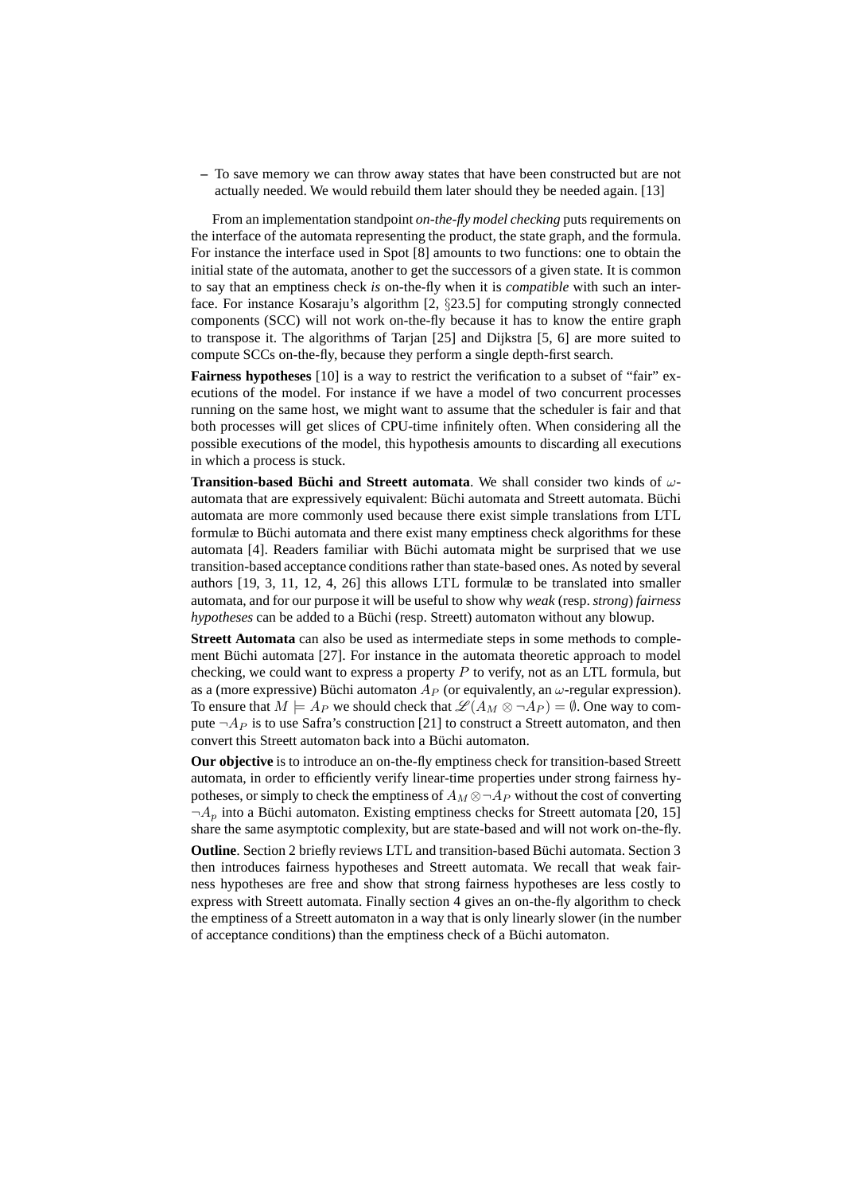– To save memory we can throw away states that have been constructed but are not actually needed. We would rebuild them later should they be needed again. [13]

From an implementation standpoint *on-the-fly model checking* puts requirements on the interface of the automata representing the product, the state graph, and the formula. For instance the interface used in Spot [8] amounts to two functions: one to obtain the initial state of the automata, another to get the successors of a given state. It is common to say that an emptiness check *is* on-the-fly when it is *compatible* with such an interface. For instance Kosaraju's algorithm [2, §23.5] for computing strongly connected components (SCC) will not work on-the-fly because it has to know the entire graph to transpose it. The algorithms of Tarjan [25] and Dijkstra [5, 6] are more suited to compute SCCs on-the-fly, because they perform a single depth-first search.

**Fairness hypotheses** [10] is a way to restrict the verification to a subset of "fair" executions of the model. For instance if we have a model of two concurrent processes running on the same host, we might want to assume that the scheduler is fair and that both processes will get slices of CPU-time infinitely often. When considering all the possible executions of the model, this hypothesis amounts to discarding all executions in which a process is stuck.

**Transition-based Büchi and Streett automata**. We shall consider two kinds of $\omega$-automata that are expressively equivalent: Büchi automata and Streett automata. Büchi automata are more commonly used because there exist simple translations from LTL formulæ to Büchi automata and there exist many emptiness check algorithms for these automata [4]. Readers familiar with Büchi automata might be surprised that we use transition-based acceptance conditions rather than state-based ones. As noted by several authors [19, 3, 11, 12, 4, 26] this allows LTL formulæ to be translated into smaller automata, and for our purpose it will be useful to show why *weak* (resp. *strong*) *fairness hypotheses* can be added to a Büchi (resp. Streett) automaton without any blowup.

**Streett Automata** can also be used as intermediate steps in some methods to complement Büchi automata [27]. For instance in the automata theoretic approach to model checking, we could want to express a property $P$ to verify, not as an LTL formula, but as a (more expressive) Büchi automaton $A_P$ (or equivalently, an $\omega$-regular expression). To ensure that $M \models A_P$ we should check that $\mathscr{L}(A_M \otimes \neg A_P) = \emptyset$. One way to compute $\neg A_P$ is to use Safra's construction [21] to construct a Streett automaton, and then convert this Streett automaton back into a Büchi automaton.

**Our objective** is to introduce an on-the-fly emptiness check for transition-based Streett automata, in order to efficiently verify linear-time properties under strong fairness hypotheses, or simply to check the emptiness of $A_M \otimes \neg A_P$ without the cost of converting $\neg A_p$ into a Büchi automaton. Existing emptiness checks for Streett automata [20, 15] share the same asymptotic complexity, but are state-based and will not work on-the-fly.

**Outline**. Section 2 briefly reviews LTL and transition-based Büchi automata. Section 3 then introduces fairness hypotheses and Streett automata. We recall that weak fairness hypotheses are free and show that strong fairness hypotheses are less costly to express with Streett automata. Finally section 4 gives an on-the-fly algorithm to check the emptiness of a Streett automaton in a way that is only linearly slower (in the number of acceptance conditions) than the emptiness check of a Büchi automaton.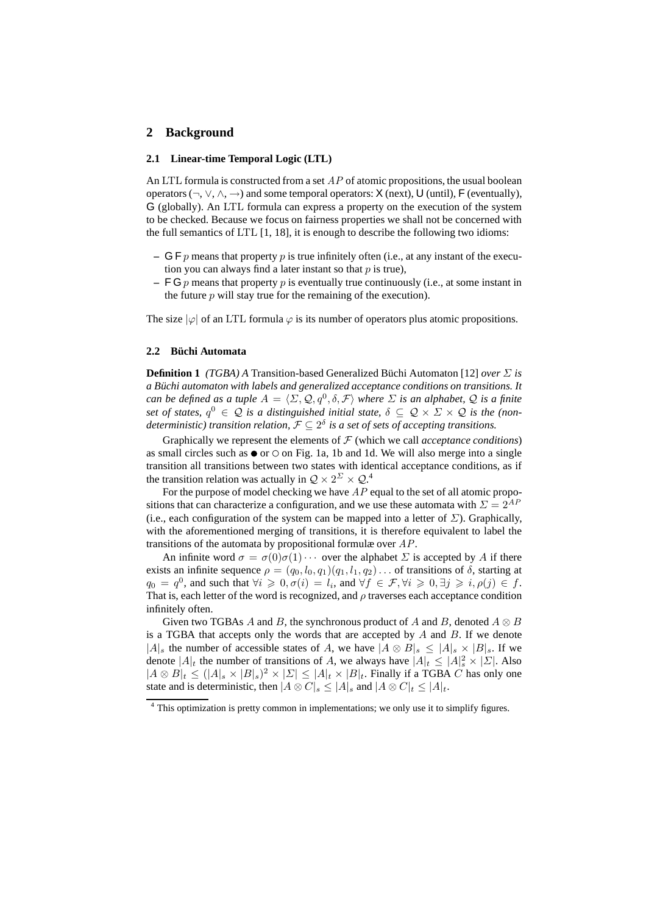## 2 Background

### 2.1 Linear-time Temporal Logic (LTL)

An LTL formula is constructed from a set $AP$ of atomic propositions, the usual boolean operators ($\neg, \vee, \wedge, \rightarrow$) and some temporal operators: $\mathsf{X}$ (next), $\mathsf{U}$ (until), $\mathsf{F}$ (eventually), $\mathsf{G}$ (globally). An LTL formula can express a property on the execution of the system to be checked. Because we focus on fairness properties we shall not be concerned with the full semantics of LTL [1, 18], it is enough to describe the following two idioms:

- $\mathsf{G}\,\mathsf{F}\,p$ means that property $p$ is true infinitely often (i.e., at any instant of the execution you can always find a later instant so that $p$ is true),
- $\mathsf{F}\,\mathsf{G}\,p$ means that property $p$ is eventually true continuously (i.e., at some instant in the future $p$ will stay true for the remaining of the execution).

The size $|\varphi|$ of an LTL formula $\varphi$ is its number of operators plus atomic propositions.

### 2.2 Büchi Automata

**Definition 1** *(TGBA) A* Transition-based Generalized Büchi Automaton [12] *over $\Sigma$ is a Büchi automaton with labels and generalized acceptance conditions on transitions. It can be defined as a tuple $A = \langle \Sigma, \mathcal{Q}, q^0, \delta, \mathcal{F} \rangle$ where $\Sigma$ is an alphabet, $\mathcal{Q}$ is a finite set of states, $q^0 \in \mathcal{Q}$ is a distinguished initial state, $\delta \subseteq \mathcal{Q} \times \Sigma \times \mathcal{Q}$ is the (non-deterministic) transition relation, $\mathcal{F} \subseteq 2^{\delta}$ is a set of sets of accepting transitions.*

Graphically we represent the elements of $\mathcal{F}$ (which we call *acceptance conditions*) as small circles such as $\bullet$ or $\circ$ on Fig. 1a, 1b and 1d. We will also merge into a single transition all transitions between two states with identical acceptance conditions, as if the transition relation was actually in $\mathcal{Q} \times 2^{\Sigma} \times \mathcal{Q}$.[4]

For the purpose of model checking we have $AP$ equal to the set of all atomic propositions that can characterize a configuration, and we use these automata with $\Sigma = 2^{AP}$ (i.e., each configuration of the system can be mapped into a letter of $\Sigma$). Graphically, with the aforementioned merging of transitions, it is therefore equivalent to label the transitions of the automata by propositional formulæ over $AP$.

An infinite word $\sigma = \sigma(0)\sigma(1)\cdots$ over the alphabet $\Sigma$ is accepted by $A$ if there exists an infinite sequence $\rho = (q_0, l_0, q_1)(q_1, l_1, q_2)\ldots$ of transitions of $\delta$, starting at $q_0 = q^0$, and such that $\forall i \geqslant 0, \sigma(i) = l_i$, and $\forall f \in \mathcal{F}, \forall i \geqslant 0, \exists j \geqslant i, \rho(j) \in f$. That is, each letter of the word is recognized, and $\rho$ traverses each acceptance condition infinitely often.

Given two TGBAs $A$ and $B$, the synchronous product of $A$ and $B$, denoted $A \otimes B$ is a TGBA that accepts only the words that are accepted by $A$ and $B$. If we denote $|A|_s$ the number of accessible states of $A$, we have $|A \otimes B|_s \leq |A|_s \times |B|_s$. If we denote $|A|_t$ the number of transitions of $A$, we always have $|A|_t \leq |A|_s^2 \times |\Sigma|$. Also $|A \otimes B|_t \leq (|A|_s \times |B|_s)^2 \times |\Sigma| \leq |A|_t \times |B|_t$. Finally if a TGBA $C$ has only one state and is deterministic, then $|A \otimes C|_s \leq |A|_s$ and $|A \otimes C|_t \leq |A|_t$.

[4] This optimization is pretty common in implementations; we only use it to simplify figures.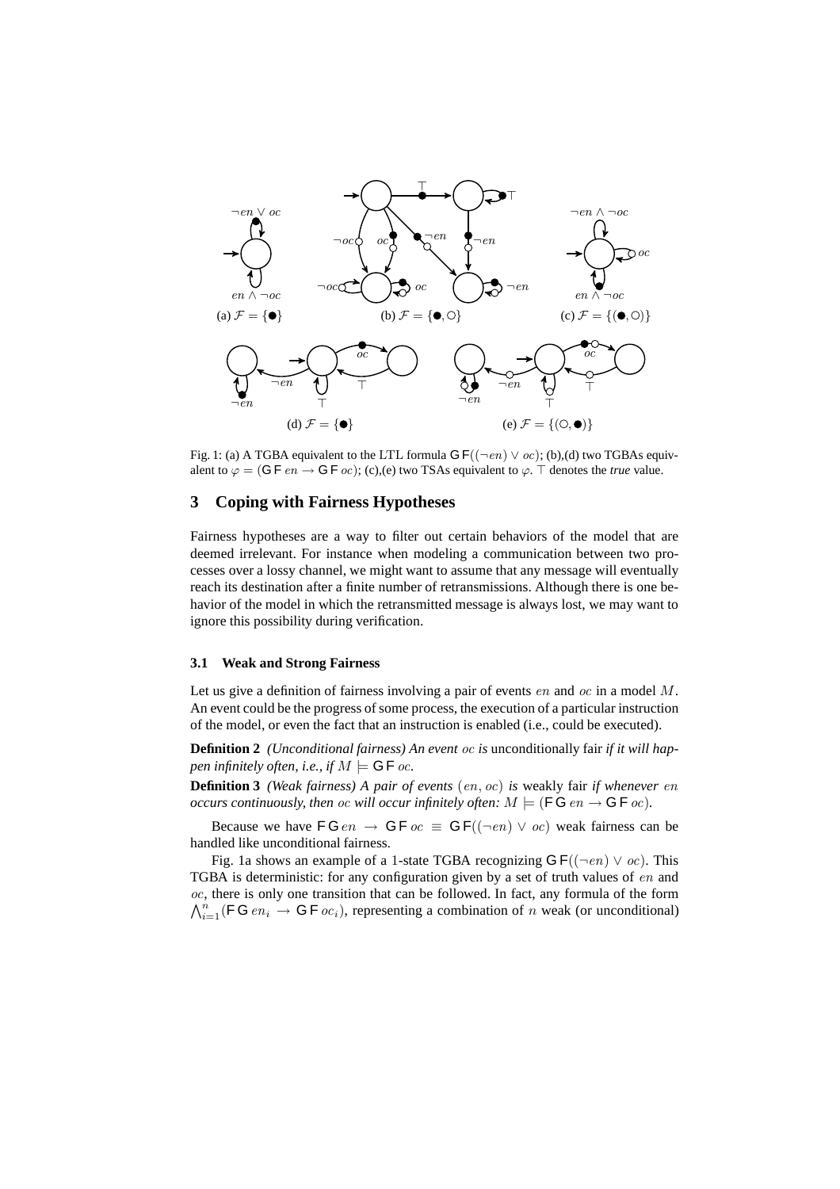Fig. 1: (a) A TGBA equivalent to the LTL formula $\mathsf{G}\,\mathsf{F}((\neg en) \lor oc)$; (b),(d) two TGBAs equivalent to $\varphi = (\mathsf{G}\,\mathsf{F}\,en \rightarrow \mathsf{G}\,\mathsf{F}\,oc)$; (c),(e) two TSAs equivalent to $\varphi$. $\top$ denotes the *true* value.

## 3 Coping with Fairness Hypotheses

Fairness hypotheses are a way to filter out certain behaviors of the model that are deemed irrelevant. For instance when modeling a communication between two processes over a lossy channel, we might want to assume that any message will eventually reach its destination after a finite number of retransmissions. Although there is one behavior of the model in which the retransmitted message is always lost, we may want to ignore this possibility during verification.

### 3.1 Weak and Strong Fairness

Let us give a definition of fairness involving a pair of events $en$ and $oc$ in a model $M$. An event could be the progress of some process, the execution of a particular instruction of the model, or even the fact that an instruction is enabled (i.e., could be executed).

**Definition 2** *(Unconditional fairness) An event $oc$ is* unconditionally fair *if it will happen infinitely often, i.e., if $M \models \mathsf{G}\,\mathsf{F}\,oc$.*

**Definition 3** *(Weak fairness) A pair of events $(en, oc)$ is* weakly fair *if whenever $en$ occurs continuously, then $oc$ will occur infinitely often: $M \models (\mathsf{F}\,\mathsf{G}\,en \rightarrow \mathsf{G}\,\mathsf{F}\,oc)$.*

Because we have $\mathsf{F}\,\mathsf{G}\,en \rightarrow \mathsf{G}\,\mathsf{F}\,oc \equiv \mathsf{G}\,\mathsf{F}((\neg en) \lor oc)$ weak fairness can be handled like unconditional fairness.

Fig. 1a shows an example of a 1-state TGBA recognizing $\mathsf{G}\,\mathsf{F}((\neg en) \lor oc)$. This TGBA is deterministic: for any configuration given by a set of truth values of $en$ and $oc$, there is only one transition that can be followed. In fact, any formula of the form $\bigwedge_{i=1}^{n}(\mathsf{F}\,\mathsf{G}\,en_i \rightarrow \mathsf{G}\,\mathsf{F}\,oc_i)$, representing a combination of $n$ weak (or unconditional)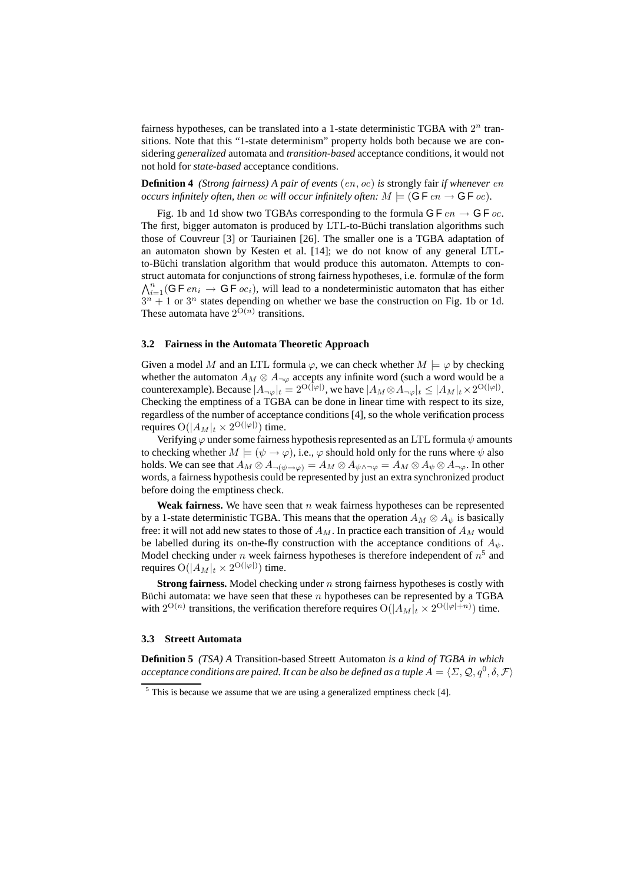fairness hypotheses, can be translated into a 1-state deterministic TGBA with $2^n$ transitions. Note that this "1-state determinism" property holds both because we are considering *generalized* automata and *transition-based* acceptance conditions, it would not not hold for *state-based* acceptance conditions.

**Definition 4** *(Strong fairness) A pair of events* $(en, oc)$ *is* strongly fair *if whenever* $en$ *occurs infinitely often, then* $oc$ *will occur infinitely often:* $M \models (\mathsf{G}\,\mathsf{F}\,en \rightarrow \mathsf{G}\,\mathsf{F}\,oc)$.

Fig. 1b and 1d show two TGBAs corresponding to the formula $\mathsf{G}\,\mathsf{F}\,en \rightarrow \mathsf{G}\,\mathsf{F}\,oc$. The first, bigger automaton is produced by LTL-to-Büchi translation algorithms such those of Couvreur [3] or Tauriainen [26]. The smaller one is a TGBA adaptation of an automaton shown by Kesten et al. [14]; we do not know of any general LTL-to-Büchi translation algorithm that would produce this automaton. Attempts to construct automata for conjunctions of strong fairness hypotheses, i.e. formulæ of the form $\bigwedge_{i=1}^{n}(\mathsf{G}\,\mathsf{F}\,en_i \rightarrow \mathsf{G}\,\mathsf{F}\,oc_i)$, will lead to a nondeterministic automaton that has either $3^n + 1$ or $3^n$ states depending on whether we base the construction on Fig. 1b or 1d. These automata have $2^{\mathrm{O}(n)}$ transitions.

### 3.2 Fairness in the Automata Theoretic Approach

Given a model $M$ and an LTL formula $\varphi$, we can check whether $M \models \varphi$ by checking whether the automaton $A_M \otimes A_{\neg\varphi}$ accepts any infinite word (such a word would be a counterexample). Because $|A_{\neg\varphi}|_t = 2^{\mathrm{O}(|\varphi|)}$, we have $|A_M \otimes A_{\neg\varphi}|_t \leq |A_M|_t \times 2^{\mathrm{O}(|\varphi|)}$. Checking the emptiness of a TGBA can be done in linear time with respect to its size, regardless of the number of acceptance conditions [4], so the whole verification process requires $\mathrm{O}(|A_M|_t \times 2^{\mathrm{O}(|\varphi|)})$ time.

Verifying $\varphi$ under some fairness hypothesis represented as an LTL formula $\psi$ amounts to checking whether $M \models (\psi \rightarrow \varphi)$, i.e., $\varphi$ should hold only for the runs where $\psi$ also holds. We can see that $A_M \otimes A_{\neg(\psi\rightarrow\varphi)} = A_M \otimes A_{\psi\wedge\neg\varphi} = A_M \otimes A_\psi \otimes A_{\neg\varphi}$. In other words, a fairness hypothesis could be represented by just an extra synchronized product before doing the emptiness check.

**Weak fairness.** We have seen that $n$ weak fairness hypotheses can be represented by a 1-state deterministic TGBA. This means that the operation $A_M \otimes A_\psi$ is basically free: it will not add new states to those of $A_M$. In practice each transition of $A_M$ would be labelled during its on-the-fly construction with the acceptance conditions of $A_\psi$. Model checking under $n$ week fairness hypotheses is therefore independent of $n$[5] and requires $\mathrm{O}(|A_M|_t \times 2^{\mathrm{O}(|\varphi|)})$ time.

**Strong fairness.** Model checking under $n$ strong fairness hypotheses is costly with Büchi automata: we have seen that these $n$ hypotheses can be represented by a TGBA with $2^{\mathrm{O}(n)}$ transitions, the verification therefore requires $\mathrm{O}(|A_M|_t \times 2^{\mathrm{O}(|\varphi|+n)})$ time.

### 3.3 Streett Automata

**Definition 5** *(TSA) A* Transition-based Streett Automaton *is a kind of TGBA in which acceptance conditions are paired. It can be also be defined as a tuple* $A = \langle \Sigma, \mathcal{Q}, q^0, \delta, \mathcal{F} \rangle$

[5] This is because we assume that we are using a generalized emptiness check [4].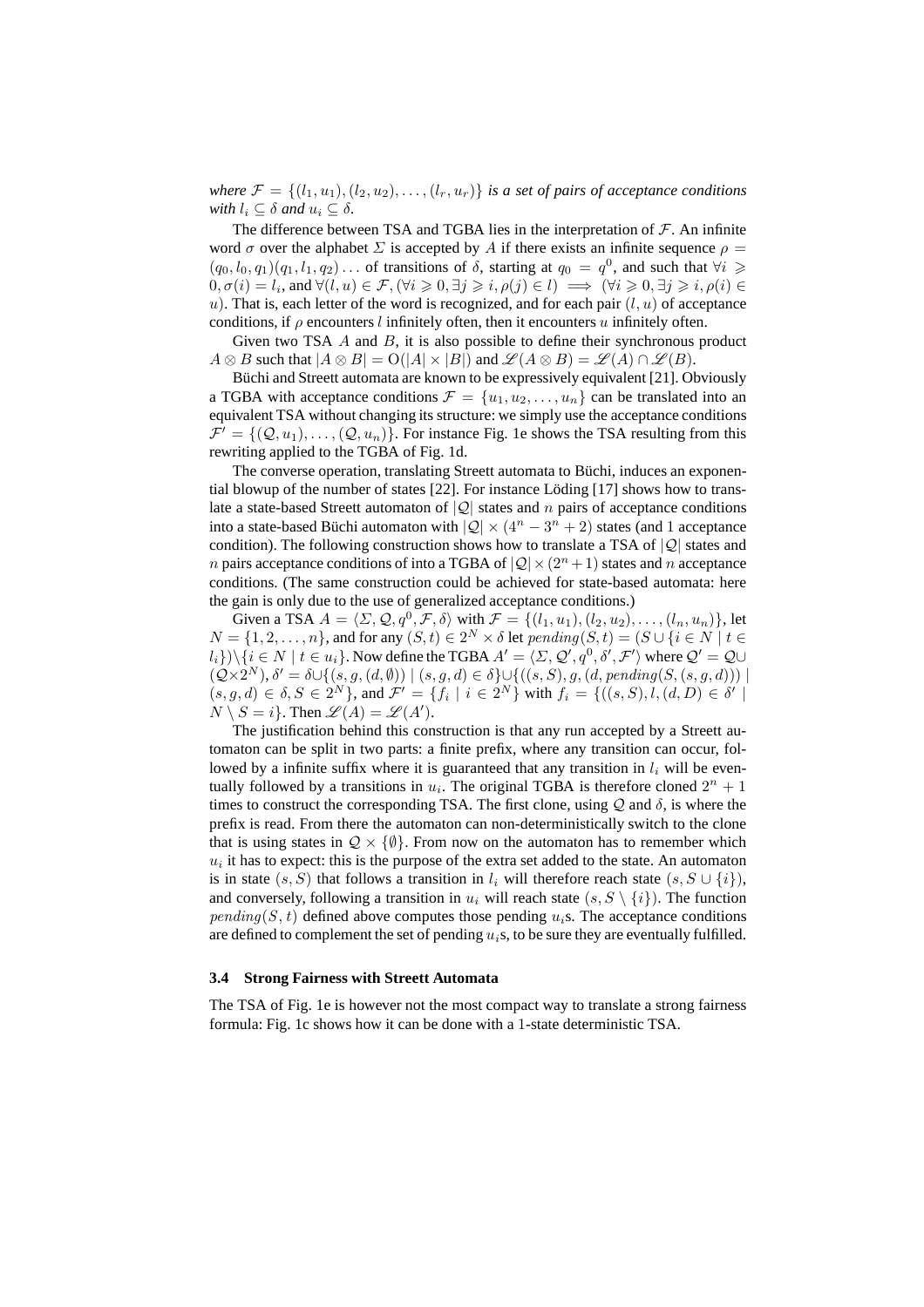*where* $\mathcal{F} = \{(l_1, u_1), (l_2, u_2), \ldots, (l_r, u_r)\}$ *is a set of pairs of acceptance conditions with* $l_i \subseteq \delta$ *and* $u_i \subseteq \delta$.

The difference between TSA and TGBA lies in the interpretation of $\mathcal{F}$. An infinite word $\sigma$ over the alphabet $\Sigma$ is accepted by $A$ if there exists an infinite sequence $\rho = (q_0, l_0, q_1)(q_1, l_1, q_2)\ldots$ of transitions of $\delta$, starting at $q_0 = q^0$, and such that $\forall i \geqslant 0, \sigma(i) = l_i$, and $\forall (l, u) \in \mathcal{F}, (\forall i \geqslant 0, \exists j \geqslant i, \rho(j) \in l) \implies (\forall i \geqslant 0, \exists j \geqslant i, \rho(i) \in u)$. That is, each letter of the word is recognized, and for each pair $(l, u)$ of acceptance conditions, if $\rho$ encounters $l$ infinitely often, then it encounters $u$ infinitely often.

Given two TSA $A$ and $B$, it is also possible to define their synchronous product $A \otimes B$ such that $|A \otimes B| = \mathrm{O}(|A| \times |B|)$ and $\mathscr{L}(A \otimes B) = \mathscr{L}(A) \cap \mathscr{L}(B)$.

Büchi and Streett automata are known to be expressively equivalent [21]. Obviously a TGBA with acceptance conditions $\mathcal{F} = \{u_1, u_2, \ldots, u_n\}$ can be translated into an equivalent TSA without changing its structure: we simply use the acceptance conditions $\mathcal{F}' = \{(\mathcal{Q}, u_1), \ldots, (\mathcal{Q}, u_n)\}$. For instance Fig. 1e shows the TSA resulting from this rewriting applied to the TGBA of Fig. 1d.

The converse operation, translating Streett automata to Büchi, induces an exponential blowup of the number of states [22]. For instance Löding [17] shows how to translate a state-based Streett automaton of $|\mathcal{Q}|$ states and $n$ pairs of acceptance conditions into a state-based Büchi automaton with $|\mathcal{Q}| \times (4^n - 3^n + 2)$ states (and 1 acceptance condition). The following construction shows how to translate a TSA of $|\mathcal{Q}|$ states and $n$ pairs acceptance conditions of into a TGBA of $|\mathcal{Q}| \times (2^n + 1)$ states and $n$ acceptance conditions. (The same construction could be achieved for state-based automata: here the gain is only due to the use of generalized acceptance conditions.)

Given a TSA $A = \langle \Sigma, \mathcal{Q}, q^0, \mathcal{F}, \delta \rangle$ with $\mathcal{F} = \{(l_1, u_1), (l_2, u_2), \ldots, (l_n, u_n)\}$, let $N = \{1, 2, \ldots, n\}$, and for any $(S, t) \in 2^N \times \delta$ let $pending(S, t) = (S \cup \{i \in N \mid t \in l_i\}) \setminus \{i \in N \mid t \in u_i\}$. Now define the TGBA $A' = \langle \Sigma, \mathcal{Q}', q^0, \delta', \mathcal{F}' \rangle$ where $\mathcal{Q}' = \mathcal{Q} \cup (\mathcal{Q} \times 2^N)$, $\delta' = \delta \cup \{(s, g, (d, \emptyset)) \mid (s, g, d) \in \delta\} \cup \{((s, S), g, (d, pending(S, (s, g, d))) \mid (s, g, d) \in \delta, S \in 2^N\}$, and $\mathcal{F}' = \{f_i \mid i \in 2^N\}$ with $f_i = \{((s, S), l, (d, D) \in \delta' \mid N \setminus S = i\}$. Then $\mathscr{L}(A) = \mathscr{L}(A')$.

The justification behind this construction is that any run accepted by a Streett automaton can be split in two parts: a finite prefix, where any transition can occur, followed by a infinite suffix where it is guaranteed that any transition in $l_i$ will be eventually followed by a transitions in $u_i$. The original TGBA is therefore cloned $2^n + 1$ times to construct the corresponding TSA. The first clone, using $\mathcal{Q}$ and $\delta$, is where the prefix is read. From there the automaton can non-deterministically switch to the clone that is using states in $\mathcal{Q} \times \{\emptyset\}$. From now on the automaton has to remember which $u_i$ it has to expect: this is the purpose of the extra set added to the state. An automaton is in state $(s, S)$ that follows a transition in $l_i$ will therefore reach state $(s, S \cup \{i\})$, and conversely, following a transition in $u_i$ will reach state $(s, S \setminus \{i\})$. The function $pending(S, t)$ defined above computes those pending $u_i$s. The acceptance conditions are defined to complement the set of pending $u_i$s, to be sure they are eventually fulfilled.

### 3.4 Strong Fairness with Streett Automata

The TSA of Fig. 1e is however not the most compact way to translate a strong fairness formula: Fig. 1c shows how it can be done with a 1-state deterministic TSA.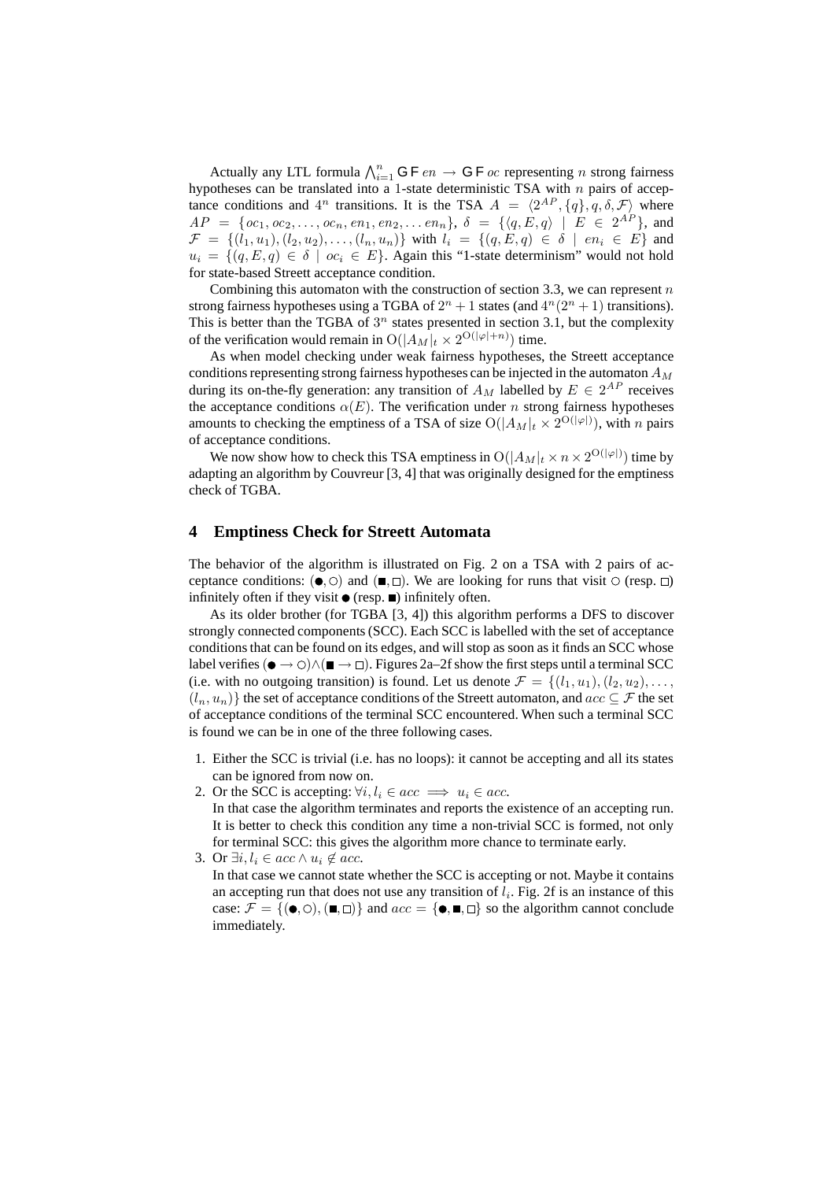Actually any LTL formula $\bigwedge_{i=1}^{n} \mathsf{G}\,\mathsf{F}\, en \rightarrow \mathsf{G}\,\mathsf{F}\, oc$ representing $n$ strong fairness hypotheses can be translated into a 1-state deterministic TSA with $n$ pairs of acceptance conditions and $4^n$ transitions. It is the TSA $A = \langle 2^{AP}, \{q\}, q, \delta, \mathcal{F}\rangle$ where $AP = \{oc_1, oc_2, \ldots, oc_n, en_1, en_2, \ldots en_n\}$, $\delta = \{\langle q, E, q\rangle \mid E \in 2^{AP}\}$, and $\mathcal{F} = \{(l_1, u_1), (l_2, u_2), \ldots, (l_n, u_n)\}$ with $l_i = \{(q, E, q) \in \delta \mid en_i \in E\}$ and $u_i = \{(q, E, q) \in \delta \mid oc_i \in E\}$. Again this "1-state determinism" would not hold for state-based Streett acceptance condition.

Combining this automaton with the construction of section 3.3, we can represent $n$ strong fairness hypotheses using a TGBA of $2^n + 1$ states (and $4^n(2^n + 1)$ transitions). This is better than the TGBA of $3^n$ states presented in section 3.1, but the complexity of the verification would remain in $\mathrm{O}(|A_M|_t \times 2^{\mathrm{O}(|\varphi|+n)})$ time.

As when model checking under weak fairness hypotheses, the Streett acceptance conditions representing strong fairness hypotheses can be injected in the automaton $A_M$ during its on-the-fly generation: any transition of $A_M$ labelled by $E \in 2^{AP}$ receives the acceptance conditions $\alpha(E)$. The verification under $n$ strong fairness hypotheses amounts to checking the emptiness of a TSA of size $\mathrm{O}(|A_M|_t \times 2^{\mathrm{O}(|\varphi|)})$, with $n$ pairs of acceptance conditions.

We now show how to check this TSA emptiness in $\mathrm{O}(|A_M|_t \times n \times 2^{\mathrm{O}(|\varphi|)})$ time by adapting an algorithm by Couvreur [3, 4] that was originally designed for the emptiness check of TGBA.

## 4 Emptiness Check for Streett Automata

The behavior of the algorithm is illustrated on Fig. 2 on a TSA with 2 pairs of acceptance conditions: $(\bullet, \circ)$ and $(\blacksquare, \square)$. We are looking for runs that visit $\circ$ (resp. $\square$) infinitely often if they visit $\bullet$ (resp. $\blacksquare$) infinitely often.

As its older brother (for TGBA [3, 4]) this algorithm performs a DFS to discover strongly connected components (SCC). Each SCC is labelled with the set of acceptance conditions that can be found on its edges, and will stop as soon as it finds an SCC whose label verifies $(\bullet \rightarrow \circ) \wedge (\blacksquare \rightarrow \square)$. Figures 2a–2f show the first steps until a terminal SCC (i.e. with no outgoing transition) is found. Let us denote $\mathcal{F} = \{(l_1, u_1), (l_2, u_2), \ldots, (l_n, u_n)\}$ the set of acceptance conditions of the Streett automaton, and $acc \subseteq \mathcal{F}$ the set of acceptance conditions of the terminal SCC encountered. When such a terminal SCC is found we can be in one of the three following cases.

1. Either the SCC is trivial (i.e. has no loops): it cannot be accepting and all its states can be ignored from now on.
2. Or the SCC is accepting: $\forall i, l_i \in acc \implies u_i \in acc$.
   In that case the algorithm terminates and reports the existence of an accepting run. It is better to check this condition any time a non-trivial SCC is formed, not only for terminal SCC: this gives the algorithm more chance to terminate early.
3. Or $\exists i, l_i \in acc \wedge u_i \notin acc$.
   In that case we cannot state whether the SCC is accepting or not. Maybe it contains an accepting run that does not use any transition of $l_i$. Fig. 2f is an instance of this case: $\mathcal{F} = \{(\bullet, \circ), (\blacksquare, \square)\}$ and $acc = \{\bullet, \blacksquare, \square\}$ so the algorithm cannot conclude immediately.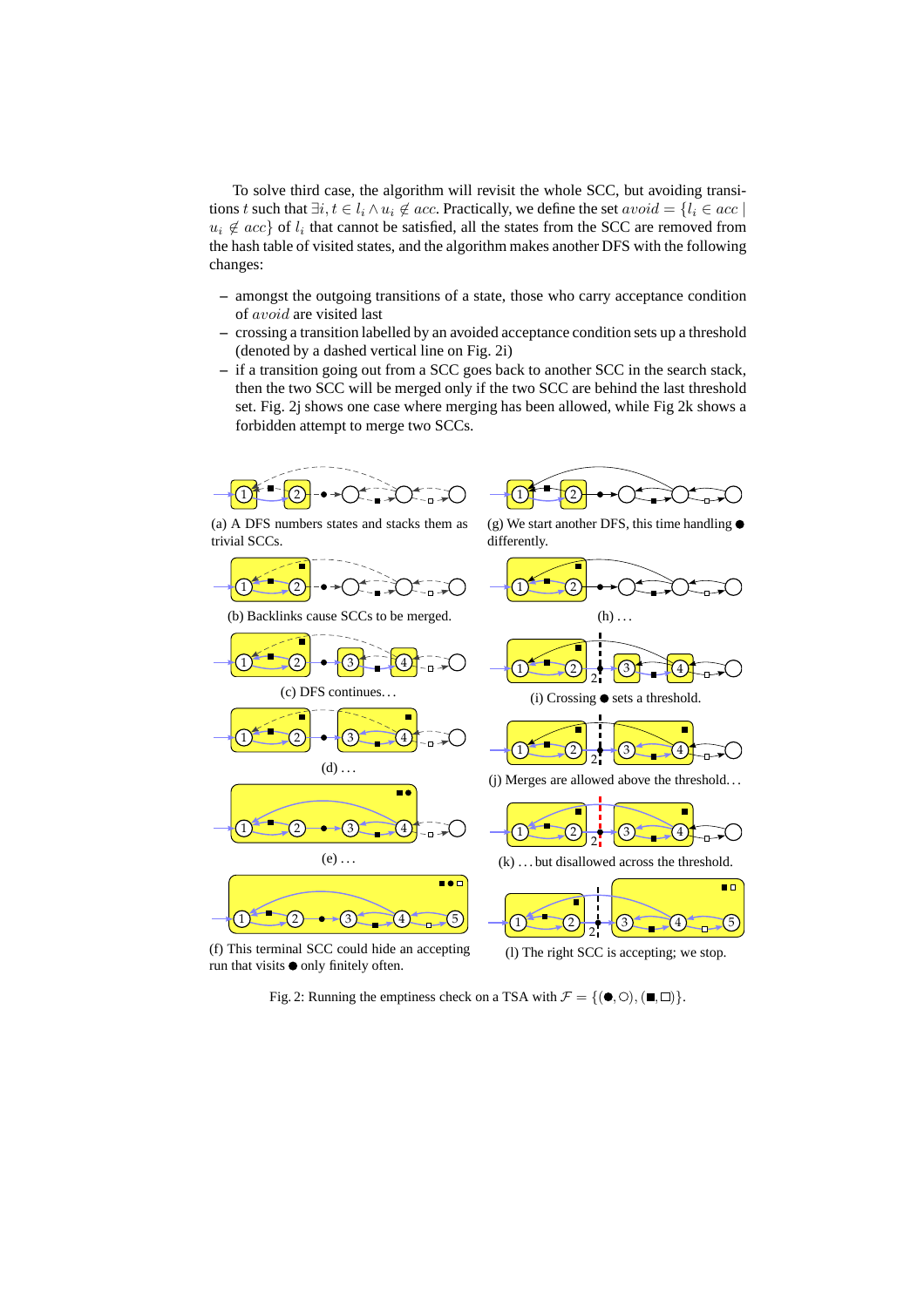To solve third case, the algorithm will revisit the whole SCC, but avoiding transitions $t$ such that $\exists i, t \in l_i \wedge u_i \notin acc$. Practically, we define the set $avoid = \{l_i \in acc \mid u_i \notin acc\}$ of $l_i$ that cannot be satisfied, all the states from the SCC are removed from the hash table of visited states, and the algorithm makes another DFS with the following changes:

- amongst the outgoing transitions of a state, those who carry acceptance condition of $avoid$ are visited last
- crossing a transition labelled by an avoided acceptance condition sets up a threshold (denoted by a dashed vertical line on Fig. 2i)
- if a transition going out from a SCC goes back to another SCC in the search stack, then the two SCC will be merged only if the two SCC are behind the last threshold set. Fig. 2j shows one case where merging has been allowed, while Fig 2k shows a forbidden attempt to merge two SCCs.

(a) A DFS numbers states and stacks them as trivial SCCs.

(b) Backlinks cause SCCs to be merged.

(c) DFS continues...

(d) ...

(e) ...

(f) This terminal SCC could hide an accepting run that visits ● only finitely often.

(g) We start another DFS, this time handling ● differently.

(h) ...

(i) Crossing ● sets a threshold.

(j) Merges are allowed above the threshold...

(k) ... but disallowed across the threshold.

(l) The right SCC is accepting; we stop.

Fig. 2: Running the emptiness check on a TSA with $\mathcal{F} = \{(\bullet, \circ), (\blacksquare, \square)\}$.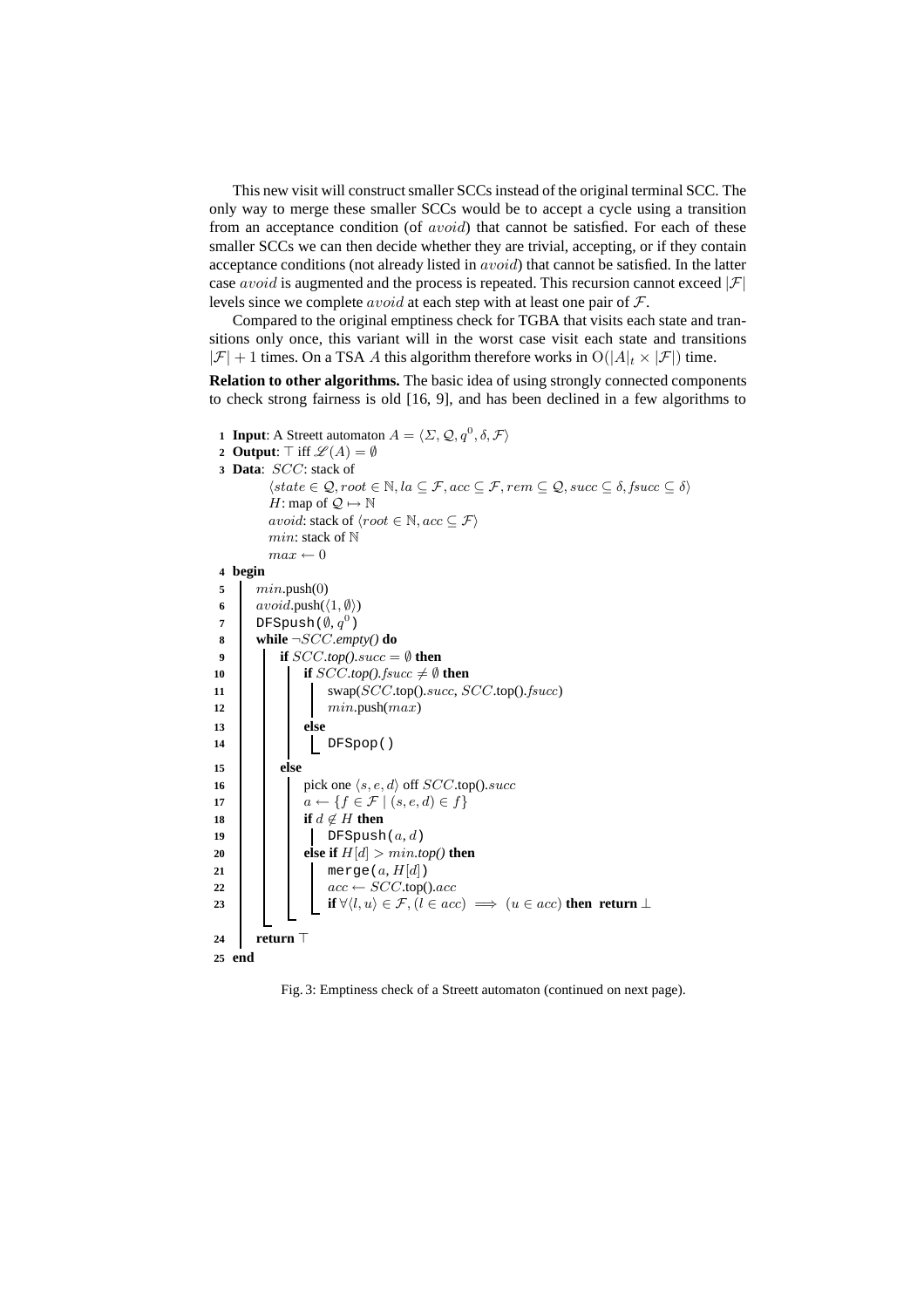This new visit will construct smaller SCCs instead of the original terminal SCC. The only way to merge these smaller SCCs would be to accept a cycle using a transition from an acceptance condition (of $avoid$) that cannot be satisfied. For each of these smaller SCCs we can then decide whether they are trivial, accepting, or if they contain acceptance conditions (not already listed in $avoid$) that cannot be satisfied. In the latter case $avoid$ is augmented and the process is repeated. This recursion cannot exceed $|\mathcal{F}|$ levels since we complete $avoid$ at each step with at least one pair of $\mathcal{F}$.

Compared to the original emptiness check for TGBA that visits each state and transitions only once, this variant will in the worst case visit each state and transitions $|\mathcal{F}| + 1$ times. On a TSA $A$ this algorithm therefore works in $\mathrm{O}(|A|_t \times |\mathcal{F}|)$ time.

**Relation to other algorithms.** The basic idea of using strongly connected components to check strong fairness is old [16, 9], and has been declined in a few algorithms to

```
1  Input: A Streett automaton A = ⟨Σ, Q, q⁰, δ, F⟩
2  Output: ⊤ iff L(A) = ∅
3  Data: SCC: stack of
          ⟨state ∈ Q, root ∈ ℕ, la ⊆ F, acc ⊆ F, rem ⊆ Q, succ ⊆ δ, fsucc ⊆ δ⟩
          H: map of Q ↦ ℕ
          avoid: stack of ⟨root ∈ ℕ, acc ⊆ F⟩
          min: stack of ℕ
          max ← 0
4  begin
5      min.push(0)
6      avoid.push(⟨1, ∅⟩)
7      DFSpush(∅, q⁰)
8      while ¬SCC.empty() do
9          if SCC.top().succ = ∅ then
10             if SCC.top().fsucc ≠ ∅ then
11                 swap(SCC.top().succ, SCC.top().fsucc)
12                 min.push(max)
13             else
14                 DFSpop()
15         else
16             pick one ⟨s, e, d⟩ off SCC.top().succ
17             a ← {f ∈ F | (s, e, d) ∈ f}
18             if d ∉ H then
19                 DFSpush(a, d)
20             else if H[d] > min.top() then
21                 merge(a, H[d])
22                 acc ← SCC.top().acc
23                 if ∀⟨l, u⟩ ∈ F, (l ∈ acc) ⟹ (u ∈ acc) then return ⊥
24     return ⊤
25 end
```

Fig. 3: Emptiness check of a Streett automaton (continued on next page).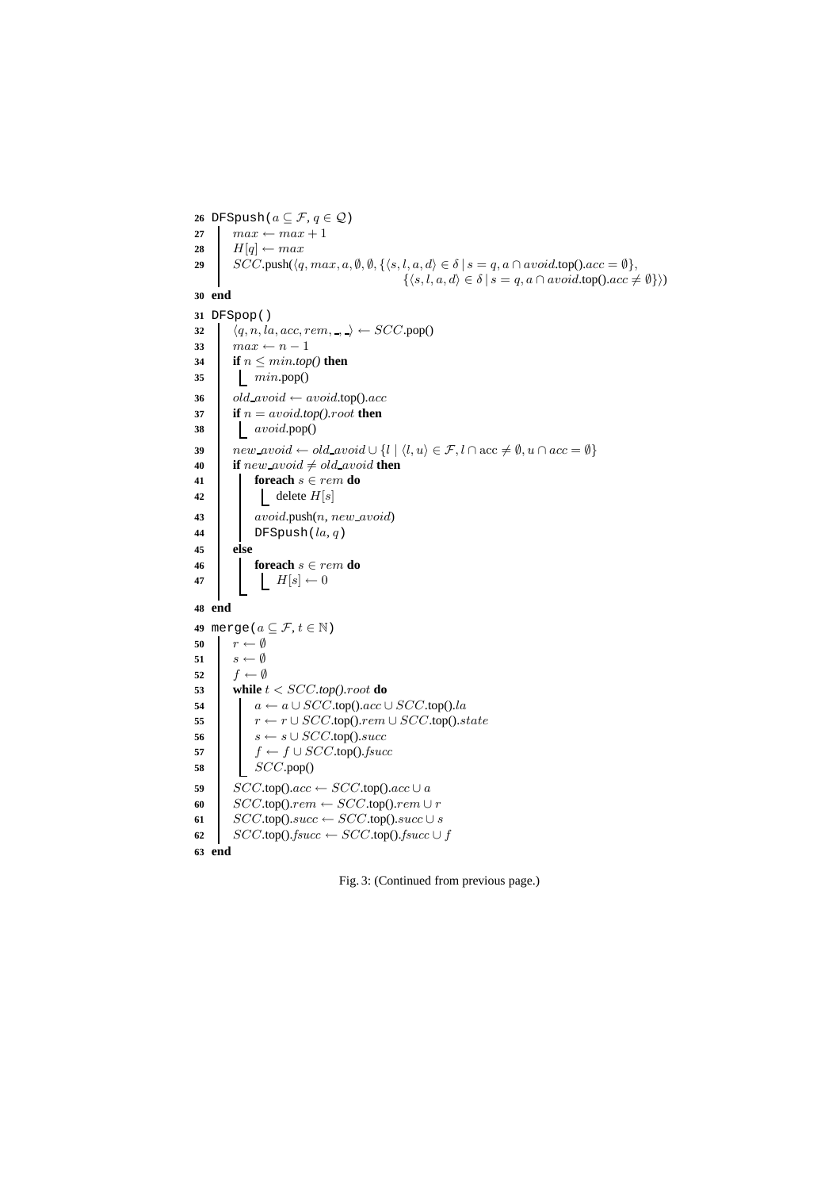```
26 DFSpush(a ⊆ 𝓕, q ∈ 𝓠)
27     max ← max + 1
28     H[q] ← max
29     SCC.push(⟨q, max, a, ∅, ∅, {⟨s, l, a, d⟩ ∈ δ | s = q, a ∩ avoid.top().acc = ∅},
                                  {⟨s, l, a, d⟩ ∈ δ | s = q, a ∩ avoid.top().acc ≠ ∅}⟩)
30 end
31 DFSpop()
32     ⟨q, n, la, acc, rem, _, _⟩ ← SCC.pop()
33     max ← n − 1
34     if n ≤ min.top() then
35         min.pop()
36     old_avoid ← avoid.top().acc
37     if n = avoid.top().root then
38         avoid.pop()
39     new_avoid ← old_avoid ∪ {l | ⟨l, u⟩ ∈ 𝓕, l ∩ acc ≠ ∅, u ∩ acc = ∅}
40     if new_avoid ≠ old_avoid then
41         foreach s ∈ rem do
42             delete H[s]
43         avoid.push(n, new_avoid)
44         DFSpush(la, q)
45     else
46         foreach s ∈ rem do
47             H[s] ← 0
48 end
49 merge(a ⊆ 𝓕, t ∈ ℕ)
50     r ← ∅
51     s ← ∅
52     f ← ∅
53     while t < SCC.top().root do
54         a ← a ∪ SCC.top().acc ∪ SCC.top().la
55         r ← r ∪ SCC.top().rem ∪ SCC.top().state
56         s ← s ∪ SCC.top().succ
57         f ← f ∪ SCC.top().fsucc
58         SCC.pop()
59     SCC.top().acc ← SCC.top().acc ∪ a
60     SCC.top().rem ← SCC.top().rem ∪ r
61     SCC.top().succ ← SCC.top().succ ∪ s
62     SCC.top().fsucc ← SCC.top().fsucc ∪ f
63 end
```

Fig. 3: (Continued from previous page.)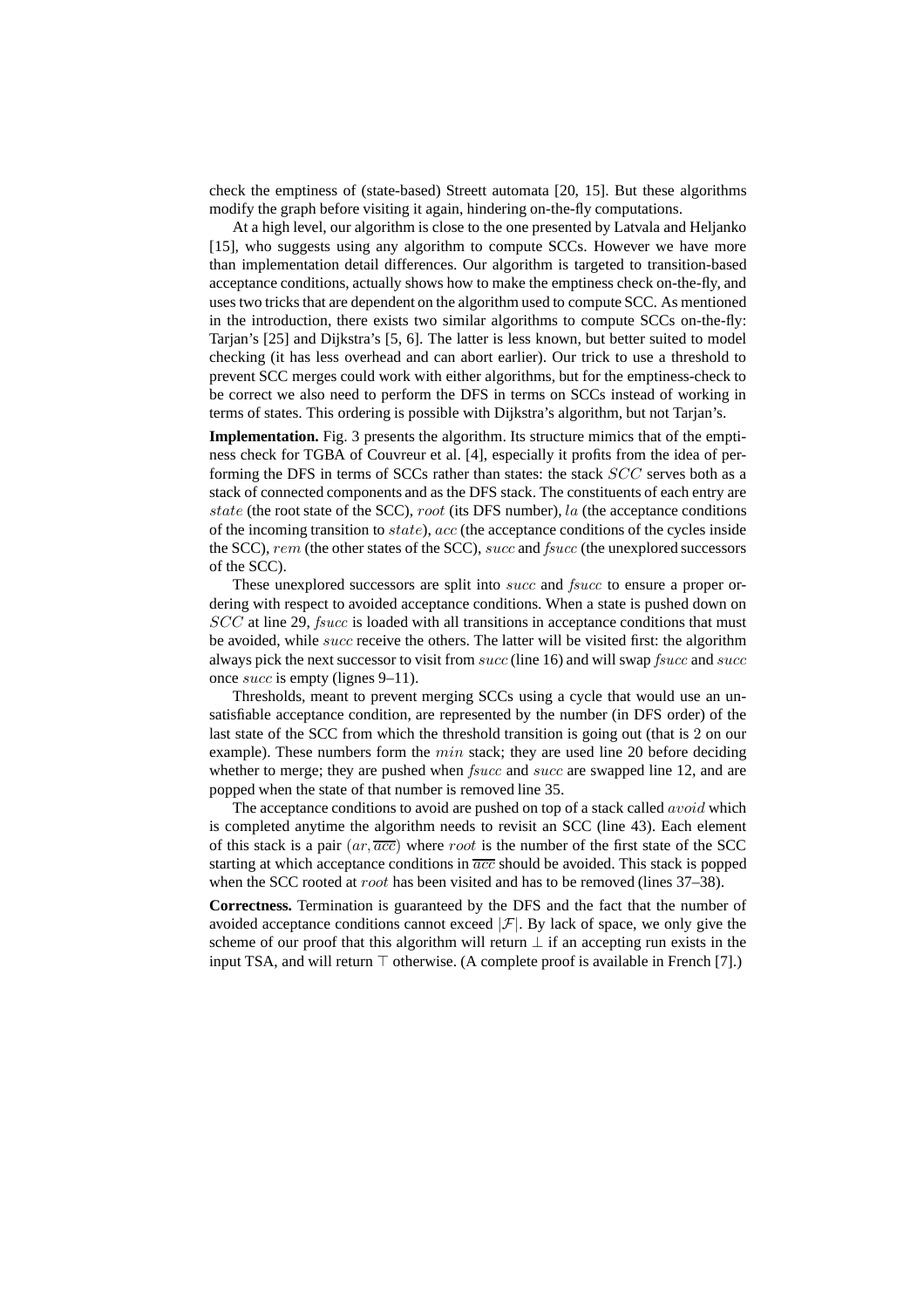check the emptiness of (state-based) Streett automata [20, 15]. But these algorithms modify the graph before visiting it again, hindering on-the-fly computations.

At a high level, our algorithm is close to the one presented by Latvala and Heljanko [15], who suggests using any algorithm to compute SCCs. However we have more than implementation detail differences. Our algorithm is targeted to transition-based acceptance conditions, actually shows how to make the emptiness check on-the-fly, and uses two tricks that are dependent on the algorithm used to compute SCC. As mentioned in the introduction, there exists two similar algorithms to compute SCCs on-the-fly: Tarjan's [25] and Dijkstra's [5, 6]. The latter is less known, but better suited to model checking (it has less overhead and can abort earlier). Our trick to use a threshold to prevent SCC merges could work with either algorithms, but for the emptiness-check to be correct we also need to perform the DFS in terms on SCCs instead of working in terms of states. This ordering is possible with Dijkstra's algorithm, but not Tarjan's.

**Implementation.** Fig. 3 presents the algorithm. Its structure mimics that of the emptiness check for TGBA of Couvreur et al. [4], especially it profits from the idea of performing the DFS in terms of SCCs rather than states: the stack $SCC$ serves both as a stack of connected components and as the DFS stack. The constituents of each entry are $state$ (the root state of the SCC), $root$ (its DFS number), $la$ (the acceptance conditions of the incoming transition to $state$), $acc$ (the acceptance conditions of the cycles inside the SCC), $rem$ (the other states of the SCC), $succ$ and $fsucc$ (the unexplored successors of the SCC).

These unexplored successors are split into $succ$ and $fsucc$ to ensure a proper ordering with respect to avoided acceptance conditions. When a state is pushed down on $SCC$ at line 29, $fsucc$ is loaded with all transitions in acceptance conditions that must be avoided, while $succ$ receive the others. The latter will be visited first: the algorithm always pick the next successor to visit from $succ$ (line 16) and will swap $fsucc$ and $succ$ once $succ$ is empty (lignes 9–11).

Thresholds, meant to prevent merging SCCs using a cycle that would use an unsatisfiable acceptance condition, are represented by the number (in DFS order) of the last state of the SCC from which the threshold transition is going out (that is 2 on our example). These numbers form the $min$ stack; they are used line 20 before deciding whether to merge; they are pushed when $fsucc$ and $succ$ are swapped line 12, and are popped when the state of that number is removed line 35.

The acceptance conditions to avoid are pushed on top of a stack called $avoid$ which is completed anytime the algorithm needs to revisit an SCC (line 43). Each element of this stack is a pair $(ar, \overline{acc})$ where $root$ is the number of the first state of the SCC starting at which acceptance conditions in $\overline{acc}$ should be avoided. This stack is popped when the SCC rooted at $root$ has been visited and has to be removed (lines 37–38).

**Correctness.** Termination is guaranteed by the DFS and the fact that the number of avoided acceptance conditions cannot exceed $|\mathcal{F}|$. By lack of space, we only give the scheme of our proof that this algorithm will return $\bot$ if an accepting run exists in the input TSA, and will return $\top$ otherwise. (A complete proof is available in French [7].)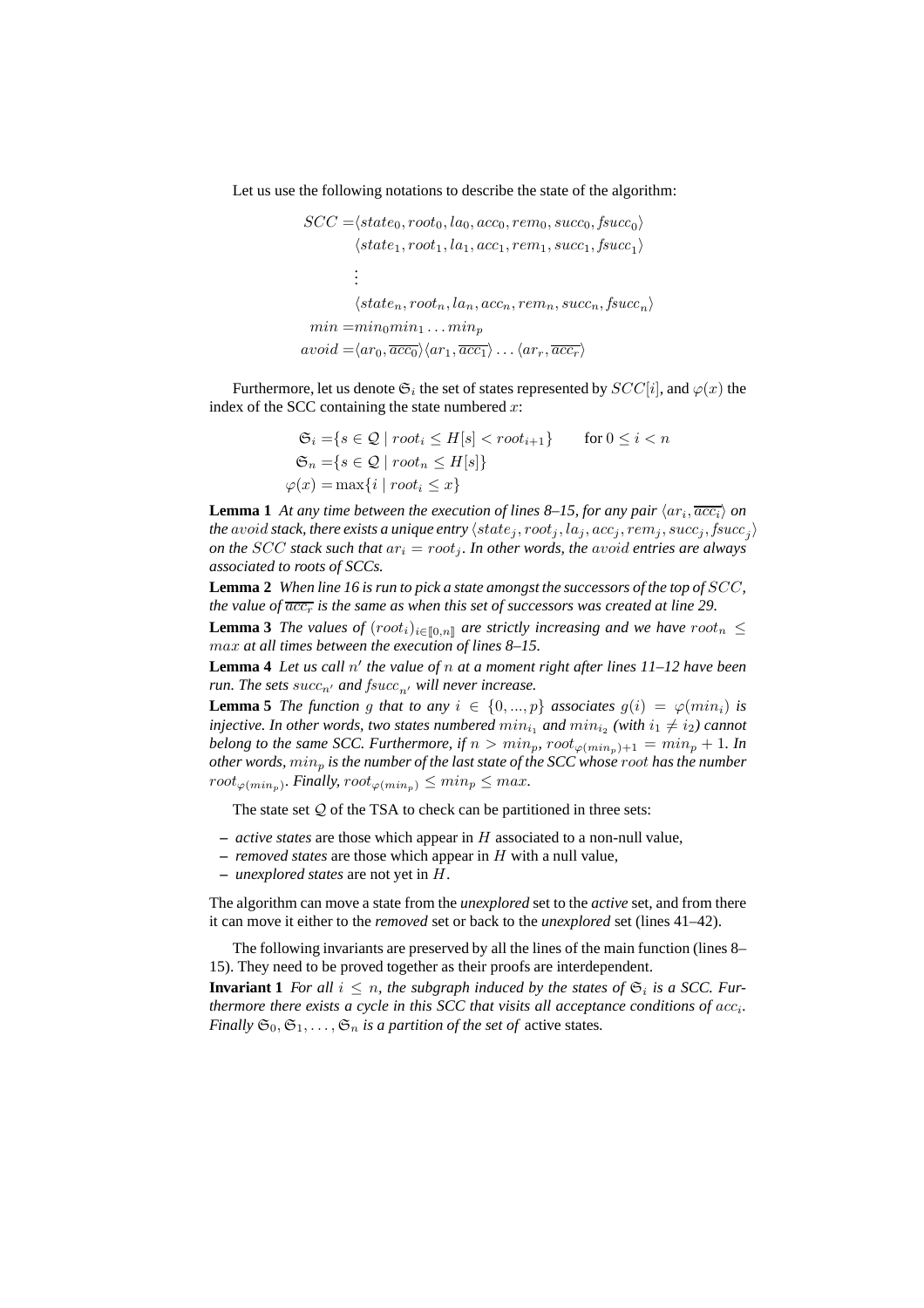Let us use the following notations to describe the state of the algorithm:

$$
\begin{aligned}
SCC =& \langle state_0, root_0, la_0, acc_0, rem_0, succ_0, fsucc_0 \rangle \\
& \langle state_1, root_1, la_1, acc_1, rem_1, succ_1, fsucc_1 \rangle \\
& \vdots \\
& \langle state_n, root_n, la_n, acc_n, rem_n, succ_n, fsucc_n \rangle \\
min =& min_0 min_1 \ldots min_p \\
avoid =& \langle ar_0, \overline{acc_0} \rangle \langle ar_1, \overline{acc_1} \rangle \ldots \langle ar_r, \overline{acc_r} \rangle
\end{aligned}
$$

Furthermore, let us denote $\mathfrak{S}_i$ the set of states represented by $SCC[i]$, and $\varphi(x)$ the index of the SCC containing the state numbered $x$:

$$
\begin{aligned}
\mathfrak{S}_i =& \{ s \in \mathcal{Q} \mid root_i \leq H[s] < root_{i+1} \} \qquad \text{for } 0 \leq i < n \\
\mathfrak{S}_n =& \{ s \in \mathcal{Q} \mid root_n \leq H[s] \} \\
\varphi(x) =& \max\{ i \mid root_i \leq x \}
\end{aligned}
$$

**Lemma 1** *At any time between the execution of lines 8–15, for any pair $\langle ar_i, \overline{acc_i} \rangle$ on the $avoid$ stack, there exists a unique entry $\langle state_j, root_j, la_j, acc_j, rem_j, succ_j, fsucc_j \rangle$ on the $SCC$ stack such that $ar_i = root_j$. In other words, the $avoid$ entries are always associated to roots of SCCs.*

**Lemma 2** *When line 16 is run to pick a state amongst the successors of the top of $SCC$, the value of $\overline{acc_r}$ is the same as when this set of successors was created at line 29.*

**Lemma 3** *The values of $(root_i)_{i \in [\![0,n]\!]}$ are strictly increasing and we have $root_n \leq max$ at all times between the execution of lines 8–15.*

**Lemma 4** *Let us call $n'$ the value of $n$ at a moment right after lines 11–12 have been run. The sets $succ_{n'}$ and $fsucc_{n'}$ will never increase.*

**Lemma 5** *The function $g$ that to any $i \in \{0, ..., p\}$ associates $g(i) = \varphi(min_i)$ is injective. In other words, two states numbered $min_{i_1}$ and $min_{i_2}$ (with $i_1 \neq i_2$) cannot belong to the same SCC. Furthermore, if $n > min_p$, $root_{\varphi(min_p)+1} = min_p + 1$. In other words, $min_p$ is the number of the last state of the SCC whose $root$ has the number $root_{\varphi(min_p)}$. Finally, $root_{\varphi(min_p)} \leq min_p \leq max$.*

The state set $\mathcal{Q}$ of the TSA to check can be partitioned in three sets:

- *active states* are those which appear in $H$ associated to a non-null value,
- *removed states* are those which appear in $H$ with a null value,
- *unexplored states* are not yet in $H$.

The algorithm can move a state from the *unexplored* set to the *active* set, and from there it can move it either to the *removed* set or back to the *unexplored* set (lines 41–42).

The following invariants are preserved by all the lines of the main function (lines 8–15). They need to be proved together as their proofs are interdependent.

**Invariant 1** *For all $i \leq n$, the subgraph induced by the states of $\mathfrak{S}_i$ is a SCC. Furthermore there exists a cycle in this SCC that visits all acceptance conditions of $acc_i$. Finally $\mathfrak{S}_0, \mathfrak{S}_1, \ldots, \mathfrak{S}_n$ is a partition of the set of* active states*.*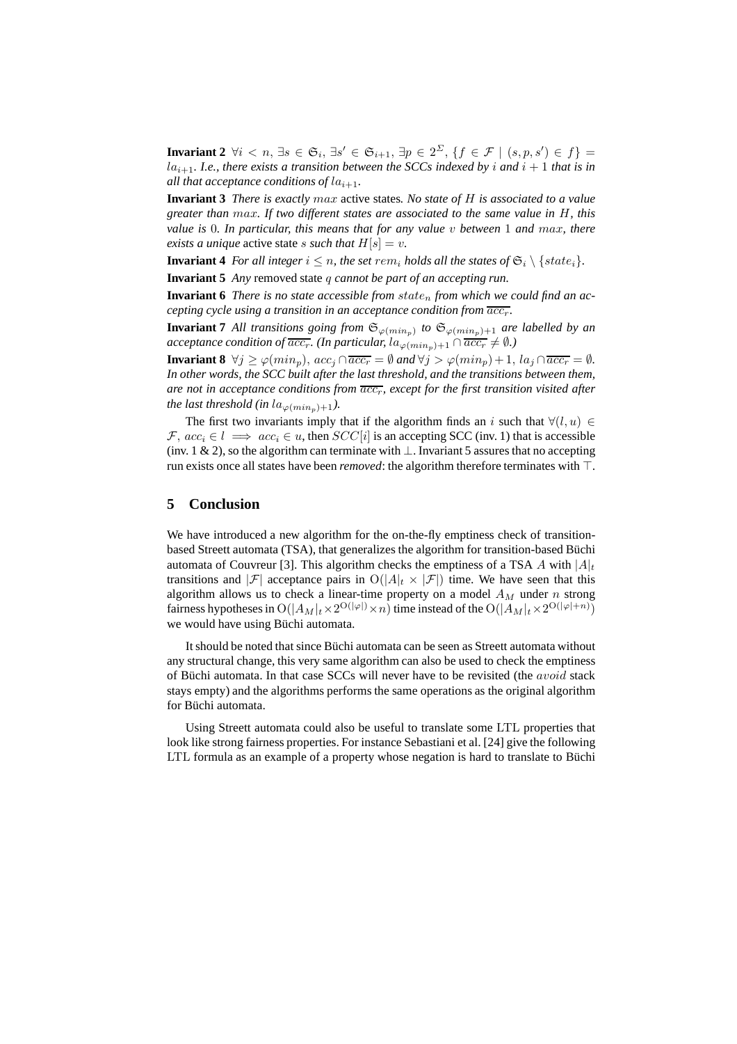**Invariant 2** $\forall i < n, \exists s \in \mathfrak{S}_i, \exists s' \in \mathfrak{S}_{i+1}, \exists p \in 2^{\Sigma}, \{f \in \mathcal{F} \mid (s, p, s') \in f\} = la_{i+1}$. *I.e., there exists a transition between the SCCs indexed by $i$ and $i+1$ that is in all that acceptance conditions of $la_{i+1}$.*

**Invariant 3** *There is exactly $max$* active states*. No state of $H$ is associated to a value greater than $max$. If two different states are associated to the same value in $H$, this value is 0. In particular, this means that for any value $v$ between 1 and $max$, there exists a unique* active state *$s$ such that $H[s] = v$.*

**Invariant 4** *For all integer $i \leq n$, the set $rem_i$ holds all the states of $\mathfrak{S}_i \setminus \{state_i\}$.*

**Invariant 5** *Any* removed state *$q$ cannot be part of an accepting run.*

**Invariant 6** *There is no state accessible from $state_n$ from which we could find an accepting cycle using a transition in an acceptance condition from $\overline{acc_r}$.*

**Invariant 7** *All transitions going from $\mathfrak{S}_{\varphi(min_p)}$ to $\mathfrak{S}_{\varphi(min_p)+1}$ are labelled by an acceptance condition of $\overline{acc_r}$. (In particular, $la_{\varphi(min_p)+1} \cap \overline{acc_r} \neq \emptyset$.)*

**Invariant 8** $\forall j \geq \varphi(min_p)$, $acc_j \cap \overline{acc_r} = \emptyset$ *and* $\forall j > \varphi(min_p)+1$, $la_j \cap \overline{acc_r} = \emptyset$. *In other words, the SCC built after the last threshold, and the transitions between them, are not in acceptance conditions from $\overline{acc_r}$, except for the first transition visited after the last threshold (in $la_{\varphi(min_p)+1}$).*

The first two invariants imply that if the algorithm finds an $i$ such that $\forall (l, u) \in \mathcal{F}$, $acc_i \in l \implies acc_i \in u$, then $SCC[i]$ is an accepting SCC (inv. 1) that is accessible (inv. 1 & 2), so the algorithm can terminate with $\perp$. Invariant 5 assures that no accepting run exists once all states have been *removed*: the algorithm therefore terminates with $\top$.

## 5 Conclusion

We have introduced a new algorithm for the on-the-fly emptiness check of transition-based Streett automata (TSA), that generalizes the algorithm for transition-based Büchi automata of Couvreur [3]. This algorithm checks the emptiness of a TSA $A$ with $|A|_t$ transitions and $|\mathcal{F}|$ acceptance pairs in $\mathrm{O}(|A|_t \times |\mathcal{F}|)$ time. We have seen that this algorithm allows us to check a linear-time property on a model $A_M$ under $n$ strong fairness hypotheses in $\mathrm{O}(|A_M|_t \times 2^{\mathrm{O}(|\varphi|)} \times n)$ time instead of the $\mathrm{O}(|A_M|_t \times 2^{\mathrm{O}(|\varphi|+n)})$ we would have using Büchi automata.

It should be noted that since Büchi automata can be seen as Streett automata without any structural change, this very same algorithm can also be used to check the emptiness of Büchi automata. In that case SCCs will never have to be revisited (the $avoid$ stack stays empty) and the algorithms performs the same operations as the original algorithm for Büchi automata.

Using Streett automata could also be useful to translate some LTL properties that look like strong fairness properties. For instance Sebastiani et al. [24] give the following LTL formula as an example of a property whose negation is hard to translate to Büchi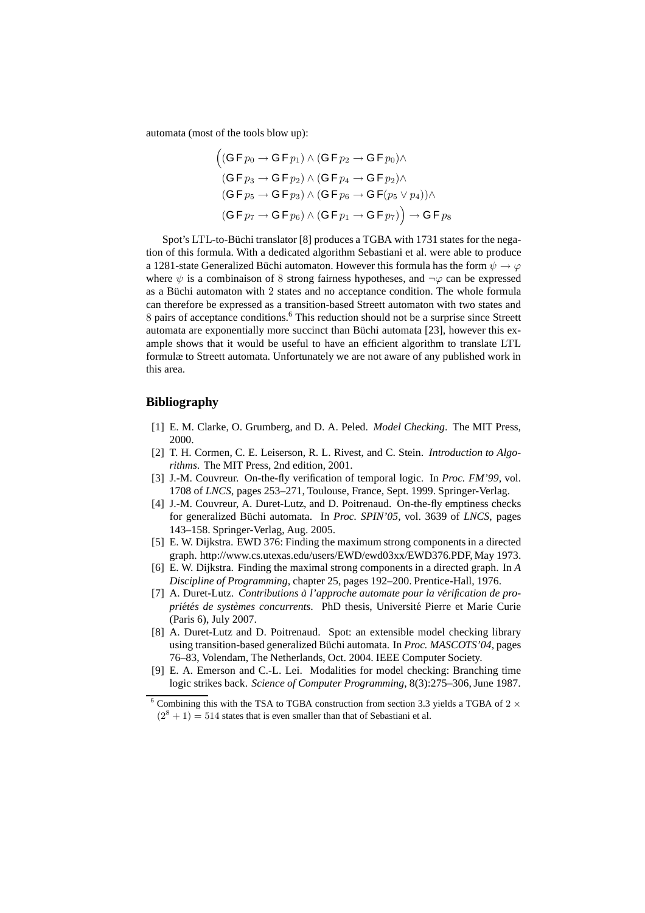automata (most of the tools blow up):

$$\Big((\mathsf{G}\,\mathsf{F}\,p_0 \rightarrow \mathsf{G}\,\mathsf{F}\,p_1) \wedge (\mathsf{G}\,\mathsf{F}\,p_2 \rightarrow \mathsf{G}\,\mathsf{F}\,p_0) \wedge$$
$$(\mathsf{G}\,\mathsf{F}\,p_3 \rightarrow \mathsf{G}\,\mathsf{F}\,p_2) \wedge (\mathsf{G}\,\mathsf{F}\,p_4 \rightarrow \mathsf{G}\,\mathsf{F}\,p_2) \wedge$$
$$(\mathsf{G}\,\mathsf{F}\,p_5 \rightarrow \mathsf{G}\,\mathsf{F}\,p_3) \wedge (\mathsf{G}\,\mathsf{F}\,p_6 \rightarrow \mathsf{G}\,\mathsf{F}(p_5 \vee p_4)) \wedge$$
$$(\mathsf{G}\,\mathsf{F}\,p_7 \rightarrow \mathsf{G}\,\mathsf{F}\,p_6) \wedge (\mathsf{G}\,\mathsf{F}\,p_1 \rightarrow \mathsf{G}\,\mathsf{F}\,p_7)\Big) \rightarrow \mathsf{G}\,\mathsf{F}\,p_8$$

Spot's LTL-to-Büchi translator [8] produces a TGBA with 1731 states for the negation of this formula. With a dedicated algorithm Sebastiani et al. were able to produce a 1281-state Generalized Büchi automaton. However this formula has the form $\psi \rightarrow \varphi$ where $\psi$ is a combinaison of 8 strong fairness hypotheses, and $\neg\varphi$ can be expressed as a Büchi automaton with 2 states and no acceptance condition. The whole formula can therefore be expressed as a transition-based Streett automaton with two states and 8 pairs of acceptance conditions.[6] This reduction should not be a surprise since Streett automata are exponentially more succinct than Büchi automata [23], however this example shows that it would be useful to have an efficient algorithm to translate LTL formulæ to Streett automata. Unfortunately we are not aware of any published work in this area.

## Bibliography

[1] E. M. Clarke, O. Grumberg, and D. A. Peled. *Model Checking*. The MIT Press, 2000.

[2] T. H. Cormen, C. E. Leiserson, R. L. Rivest, and C. Stein. *Introduction to Algorithms*. The MIT Press, 2nd edition, 2001.

[3] J.-M. Couvreur. On-the-fly verification of temporal logic. In *Proc. FM'99*, vol. 1708 of *LNCS*, pages 253–271, Toulouse, France, Sept. 1999. Springer-Verlag.

[4] J.-M. Couvreur, A. Duret-Lutz, and D. Poitrenaud. On-the-fly emptiness checks for generalized Büchi automata. In *Proc. SPIN'05*, vol. 3639 of *LNCS*, pages 143–158. Springer-Verlag, Aug. 2005.

[5] E. W. Dijkstra. EWD 376: Finding the maximum strong components in a directed graph. http://www.cs.utexas.edu/users/EWD/ewd03xx/EWD376.PDF, May 1973.

[6] E. W. Dijkstra. Finding the maximal strong components in a directed graph. In *A Discipline of Programming*, chapter 25, pages 192–200. Prentice-Hall, 1976.

[7] A. Duret-Lutz. *Contributions à l'approche automate pour la vérification de propriétés de systèmes concurrents*. PhD thesis, Université Pierre et Marie Curie (Paris 6), July 2007.

[8] A. Duret-Lutz and D. Poitrenaud. Spot: an extensible model checking library using transition-based generalized Büchi automata. In *Proc. MASCOTS'04*, pages 76–83, Volendam, The Netherlands, Oct. 2004. IEEE Computer Society.

[9] E. A. Emerson and C.-L. Lei. Modalities for model checking: Branching time logic strikes back. *Science of Computer Programming*, 8(3):275–306, June 1987.

[6] Combining this with the TSA to TGBA construction from section 3.3 yields a TGBA of $2 \times (2^8 + 1) = 514$ states that is even smaller than that of Sebastiani et al.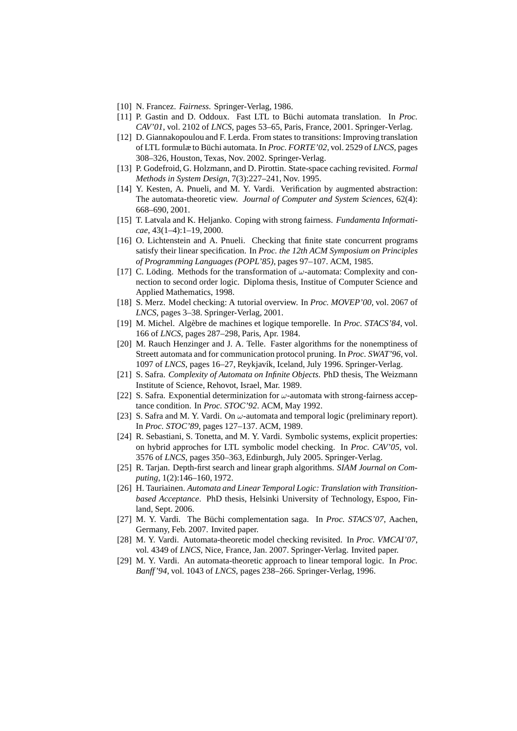[10] N. Francez. *Fairness*. Springer-Verlag, 1986.

[11] P. Gastin and D. Oddoux. Fast LTL to Büchi automata translation. In *Proc. CAV'01*, vol. 2102 of *LNCS*, pages 53–65, Paris, France, 2001. Springer-Verlag.

[12] D. Giannakopoulou and F. Lerda. From states to transitions: Improving translation of LTL formulæ to Büchi automata. In *Proc. FORTE'02*, vol. 2529 of *LNCS*, pages 308–326, Houston, Texas, Nov. 2002. Springer-Verlag.

[13] P. Godefroid, G. Holzmann, and D. Pirottin. State-space caching revisited. *Formal Methods in System Design*, 7(3):227–241, Nov. 1995.

[14] Y. Kesten, A. Pnueli, and M. Y. Vardi. Verification by augmented abstraction: The automata-theoretic view. *Journal of Computer and System Sciences*, 62(4): 668–690, 2001.

[15] T. Latvala and K. Heljanko. Coping with strong fairness. *Fundamenta Informaticae*, 43(1–4):1–19, 2000.

[16] O. Lichtenstein and A. Pnueli. Checking that finite state concurrent programs satisfy their linear specification. In *Proc. the 12th ACM Symposium on Principles of Programming Languages (POPL'85)*, pages 97–107. ACM, 1985.

[17] C. Löding. Methods for the transformation of $\omega$-automata: Complexity and connection to second order logic. Diploma thesis, Institue of Computer Science and Applied Mathematics, 1998.

[18] S. Merz. Model checking: A tutorial overview. In *Proc. MOVEP'00*, vol. 2067 of *LNCS*, pages 3–38. Springer-Verlag, 2001.

[19] M. Michel. Algèbre de machines et logique temporelle. In *Proc. STACS'84*, vol. 166 of *LNCS*, pages 287–298, Paris, Apr. 1984.

[20] M. Rauch Henzinger and J. A. Telle. Faster algorithms for the nonemptiness of Streett automata and for communication protocol pruning. In *Proc. SWAT'96*, vol. 1097 of *LNCS*, pages 16–27, Reykjavík, Iceland, July 1996. Springer-Verlag.

[21] S. Safra. *Complexity of Automata on Infinite Objects*. PhD thesis, The Weizmann Institute of Science, Rehovot, Israel, Mar. 1989.

[22] S. Safra. Exponential determinization for $\omega$-automata with strong-fairness acceptance condition. In *Proc. STOC'92*. ACM, May 1992.

[23] S. Safra and M. Y. Vardi. On $\omega$-automata and temporal logic (preliminary report). In *Proc. STOC'89*, pages 127–137. ACM, 1989.

[24] R. Sebastiani, S. Tonetta, and M. Y. Vardi. Symbolic systems, explicit properties: on hybrid approches for LTL symbolic model checking. In *Proc. CAV'05*, vol. 3576 of *LNCS*, pages 350–363, Edinburgh, July 2005. Springer-Verlag.

[25] R. Tarjan. Depth-first search and linear graph algorithms. *SIAM Journal on Computing*, 1(2):146–160, 1972.

[26] H. Tauriainen. *Automata and Linear Temporal Logic: Translation with Transition-based Acceptance*. PhD thesis, Helsinki University of Technology, Espoo, Finland, Sept. 2006.

[27] M. Y. Vardi. The Büchi complementation saga. In *Proc. STACS'07*, Aachen, Germany, Feb. 2007. Invited paper.

[28] M. Y. Vardi. Automata-theoretic model checking revisited. In *Proc. VMCAI'07*, vol. 4349 of *LNCS*, Nice, France, Jan. 2007. Springer-Verlag. Invited paper.

[29] M. Y. Vardi. An automata-theoretic approach to linear temporal logic. In *Proc. Banff'94*, vol. 1043 of *LNCS*, pages 238–266. Springer-Verlag, 1996.